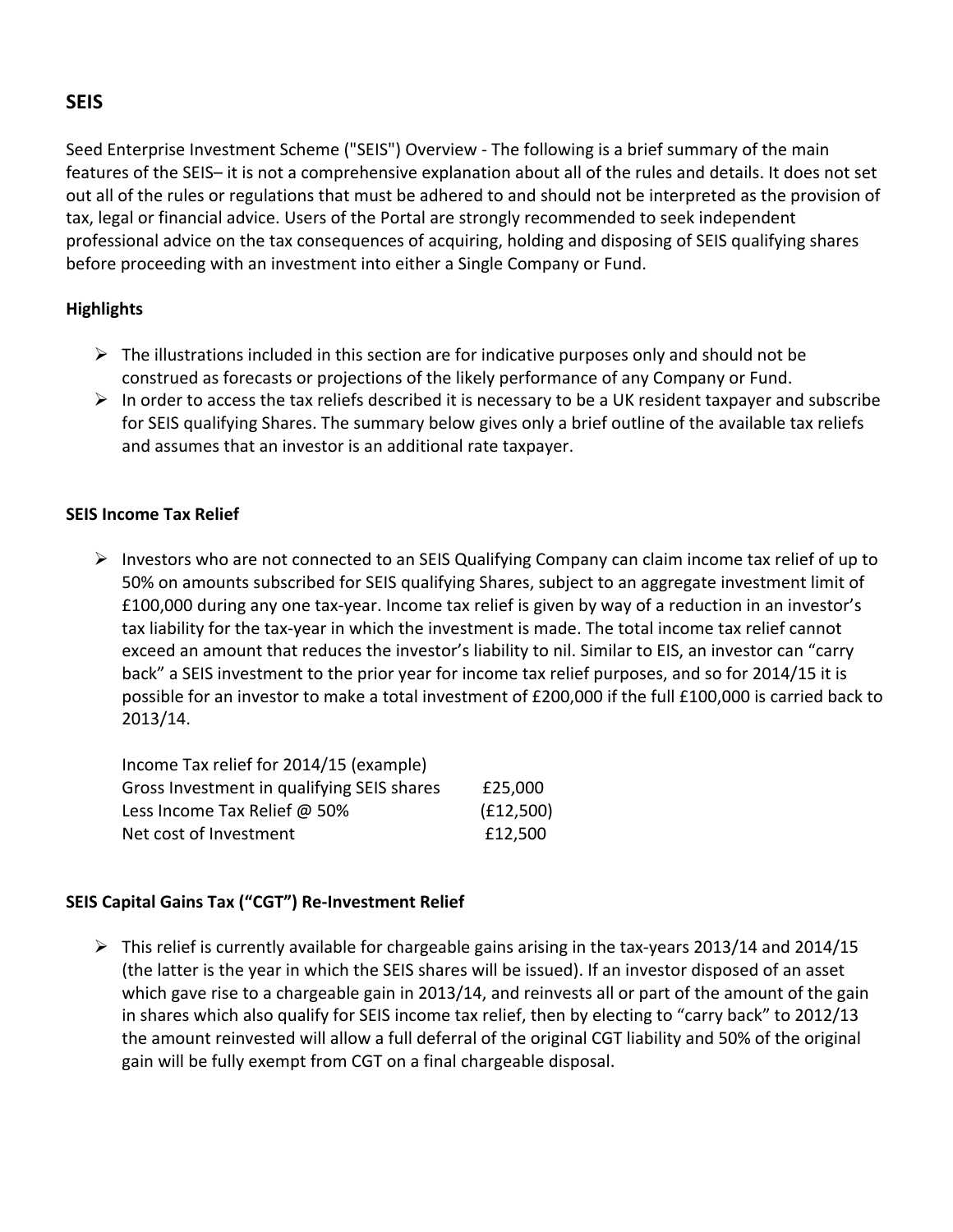## SEIS

Seed Enterprise Investment Scheme ("SEIS") Overview - The following is a brief summary of the main features of the SEIS– it is not a comprehensive explanation about all of the rules and details. It does not set out all of the rules or regulations that must be adhered to and should not be interpreted as the provision of tax, legal or financial advice. Users of the Portal are strongly recommended to seek independent professional advice on the tax consequences of acquiring, holding and disposing of SEIS qualifying shares before proceeding with an investment into either a Single Company or Fund.

**Highlights**

- The illustrations included in this section are for indicative purposes only and should not be construed as forecasts or projections of the likely performance of any Company or Fund.
- In order to access the tax reliefs described it is necessary to be a UK resident taxpayer and subscribe for SEIS qualifying Shares. The summary below gives only a brief outline of the available tax reliefs and assumes that an investor is an additional rate taxpayer.

**SEIS Income Tax Relief**

- Investors who are not connected to an SEIS Qualifying Company can claim income tax relief of up to 50% on amounts subscribed for SEIS qualifying Shares, subject to an aggregate investment limit of £100,000 during any one tax-year. Income tax relief is given by way of a reduction in an investor's tax liability for the tax-year in which the investment is made. The total income tax relief cannot exceed an amount that reduces the investor's liability to nil. Similar to EIS, an investor can "carry back" a SEIS investment to the prior year for income tax relief purposes, and so for 2014/15 it is possible for an investor to make a total investment of £200,000 if the full £100,000 is carried back to 2013/14.

| Income Tax relief for 2014/15 (example) | |
|---|---|
| Gross Investment in qualifying SEIS shares | £25,000 |
| Less Income Tax Relief @ 50% | (£12,500) |
| Net cost of Investment | £12,500 |

**SEIS Capital Gains Tax ("CGT") Re-Investment Relief**

- This relief is currently available for chargeable gains arising in the tax-years 2013/14 and 2014/15 (the latter is the year in which the SEIS shares will be issued). If an investor disposed of an asset which gave rise to a chargeable gain in 2013/14, and reinvests all or part of the amount of the gain in shares which also qualify for SEIS income tax relief, then by electing to "carry back" to 2012/13 the amount reinvested will allow a full deferral of the original CGT liability and 50% of the original gain will be fully exempt from CGT on a final chargeable disposal.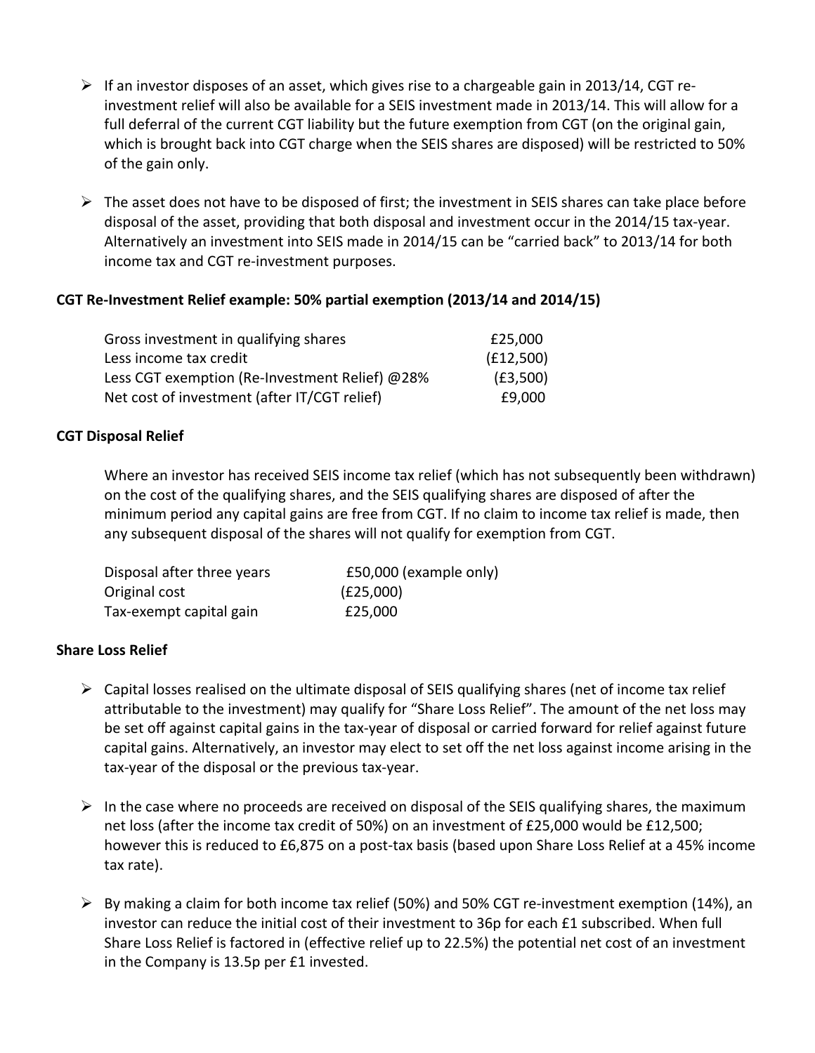- If an investor disposes of an asset, which gives rise to a chargeable gain in 2013/14, CGT re-investment relief will also be available for a SEIS investment made in 2013/14. This will allow for a full deferral of the current CGT liability but the future exemption from CGT (on the original gain, which is brought back into CGT charge when the SEIS shares are disposed) will be restricted to 50% of the gain only.

- The asset does not have to be disposed of first; the investment in SEIS shares can take place before disposal of the asset, providing that both disposal and investment occur in the 2014/15 tax-year. Alternatively an investment into SEIS made in 2014/15 can be "carried back" to 2013/14 for both income tax and CGT re-investment purposes.

**CGT Re-Investment Relief example: 50% partial exemption (2013/14 and 2014/15)**

| | |
|---|---|
| Gross investment in qualifying shares | £25,000 |
| Less income tax credit | (£12,500) |
| Less CGT exemption (Re-Investment Relief) @28% | (£3,500) |
| Net cost of investment (after IT/CGT relief) | £9,000 |

**CGT Disposal Relief**

Where an investor has received SEIS income tax relief (which has not subsequently been withdrawn) on the cost of the qualifying shares, and the SEIS qualifying shares are disposed of after the minimum period any capital gains are free from CGT. If no claim to income tax relief is made, then any subsequent disposal of the shares will not qualify for exemption from CGT.

| | |
|---|---|
| Disposal after three years | £50,000 (example only) |
| Original cost | (£25,000) |
| Tax-exempt capital gain | £25,000 |

**Share Loss Relief**

- Capital losses realised on the ultimate disposal of SEIS qualifying shares (net of income tax relief attributable to the investment) may qualify for "Share Loss Relief". The amount of the net loss may be set off against capital gains in the tax-year of disposal or carried forward for relief against future capital gains. Alternatively, an investor may elect to set off the net loss against income arising in the tax-year of the disposal or the previous tax-year.

- In the case where no proceeds are received on disposal of the SEIS qualifying shares, the maximum net loss (after the income tax credit of 50%) on an investment of £25,000 would be £12,500; however this is reduced to £6,875 on a post-tax basis (based upon Share Loss Relief at a 45% income tax rate).

- By making a claim for both income tax relief (50%) and 50% CGT re-investment exemption (14%), an investor can reduce the initial cost of their investment to 36p for each £1 subscribed. When full Share Loss Relief is factored in (effective relief up to 22.5%) the potential net cost of an investment in the Company is 13.5p per £1 invested.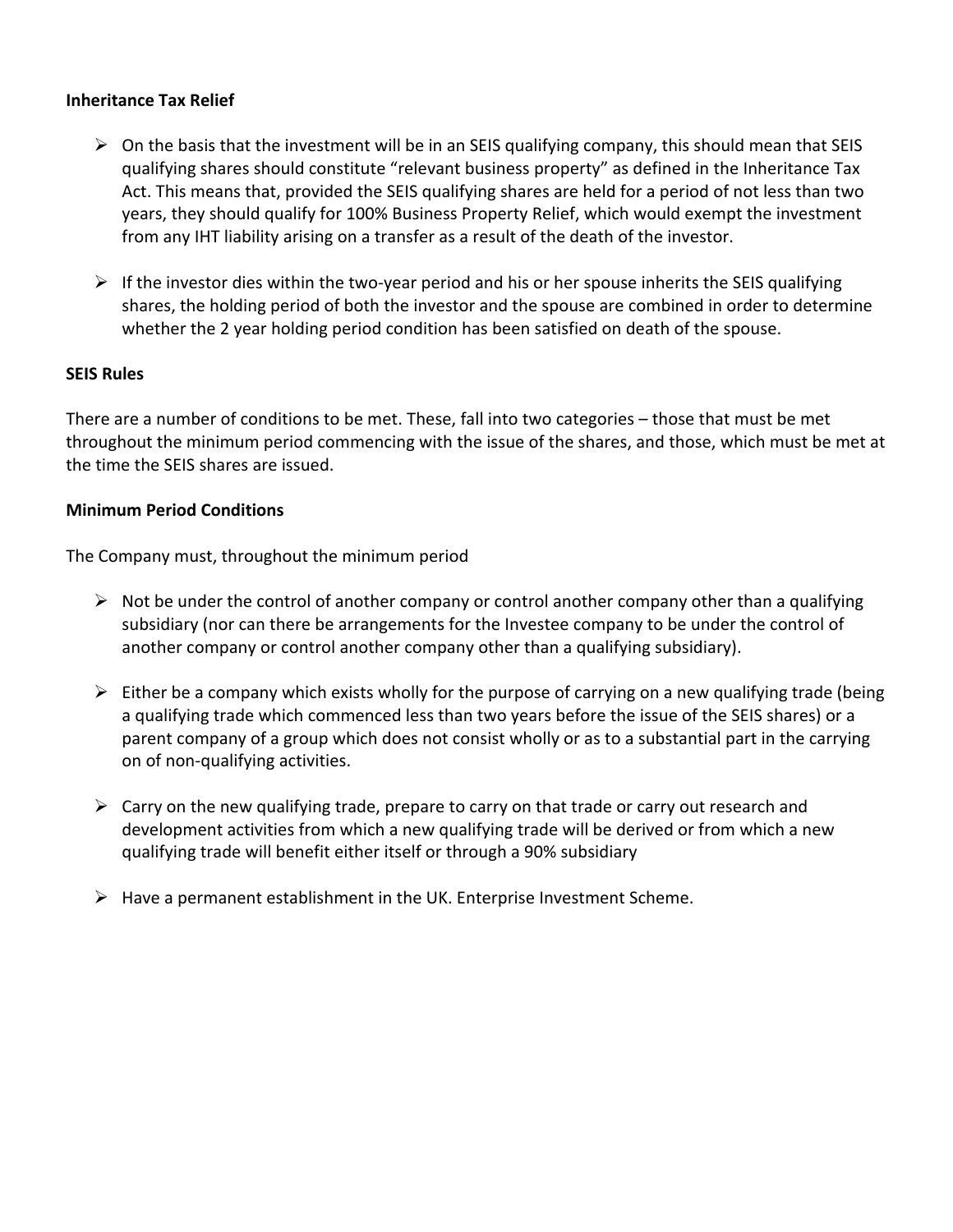**Inheritance Tax Relief**

- On the basis that the investment will be in an SEIS qualifying company, this should mean that SEIS qualifying shares should constitute "relevant business property" as defined in the Inheritance Tax Act. This means that, provided the SEIS qualifying shares are held for a period of not less than two years, they should qualify for 100% Business Property Relief, which would exempt the investment from any IHT liability arising on a transfer as a result of the death of the investor.

- If the investor dies within the two-year period and his or her spouse inherits the SEIS qualifying shares, the holding period of both the investor and the spouse are combined in order to determine whether the 2 year holding period condition has been satisfied on death of the spouse.

**SEIS Rules**

There are a number of conditions to be met. These, fall into two categories – those that must be met throughout the minimum period commencing with the issue of the shares, and those, which must be met at the time the SEIS shares are issued.

**Minimum Period Conditions**

The Company must, throughout the minimum period

- Not be under the control of another company or control another company other than a qualifying subsidiary (nor can there be arrangements for the Investee company to be under the control of another company or control another company other than a qualifying subsidiary).

- Either be a company which exists wholly for the purpose of carrying on a new qualifying trade (being a qualifying trade which commenced less than two years before the issue of the SEIS shares) or a parent company of a group which does not consist wholly or as to a substantial part in the carrying on of non-qualifying activities.

- Carry on the new qualifying trade, prepare to carry on that trade or carry out research and development activities from which a new qualifying trade will be derived or from which a new qualifying trade will benefit either itself or through a 90% subsidiary

- Have a permanent establishment in the UK. Enterprise Investment Scheme.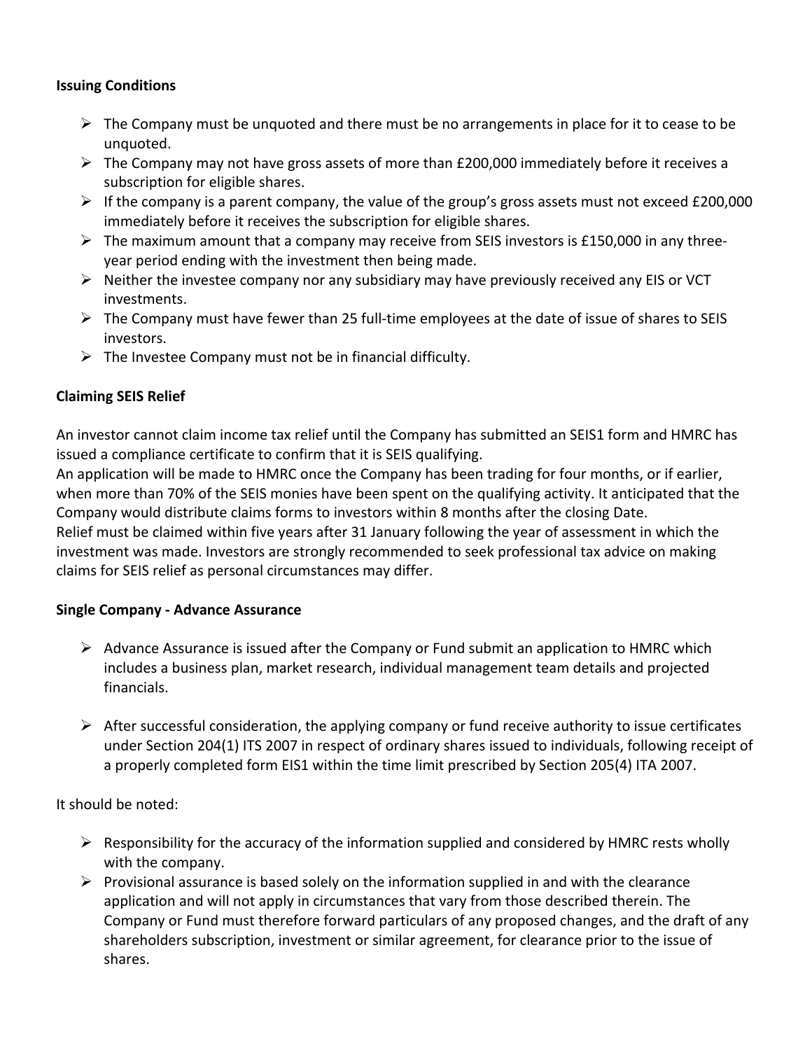**Issuing Conditions**

- The Company must be unquoted and there must be no arrangements in place for it to cease to be unquoted.
- The Company may not have gross assets of more than £200,000 immediately before it receives a subscription for eligible shares.
- If the company is a parent company, the value of the group's gross assets must not exceed £200,000 immediately before it receives the subscription for eligible shares.
- The maximum amount that a company may receive from SEIS investors is £150,000 in any three-year period ending with the investment then being made.
- Neither the investee company nor any subsidiary may have previously received any EIS or VCT investments.
- The Company must have fewer than 25 full-time employees at the date of issue of shares to SEIS investors.
- The Investee Company must not be in financial difficulty.

**Claiming SEIS Relief**

An investor cannot claim income tax relief until the Company has submitted an SEIS1 form and HMRC has issued a compliance certificate to confirm that it is SEIS qualifying.
An application will be made to HMRC once the Company has been trading for four months, or if earlier, when more than 70% of the SEIS monies have been spent on the qualifying activity. It anticipated that the Company would distribute claims forms to investors within 8 months after the closing Date.
Relief must be claimed within five years after 31 January following the year of assessment in which the investment was made. Investors are strongly recommended to seek professional tax advice on making claims for SEIS relief as personal circumstances may differ.

**Single Company - Advance Assurance**

- Advance Assurance is issued after the Company or Fund submit an application to HMRC which includes a business plan, market research, individual management team details and projected financials.

- After successful consideration, the applying company or fund receive authority to issue certificates under Section 204(1) ITS 2007 in respect of ordinary shares issued to individuals, following receipt of a properly completed form EIS1 within the time limit prescribed by Section 205(4) ITA 2007.

It should be noted:

- Responsibility for the accuracy of the information supplied and considered by HMRC rests wholly with the company.
- Provisional assurance is based solely on the information supplied in and with the clearance application and will not apply in circumstances that vary from those described therein. The Company or Fund must therefore forward particulars of any proposed changes, and the draft of any shareholders subscription, investment or similar agreement, for clearance prior to the issue of shares.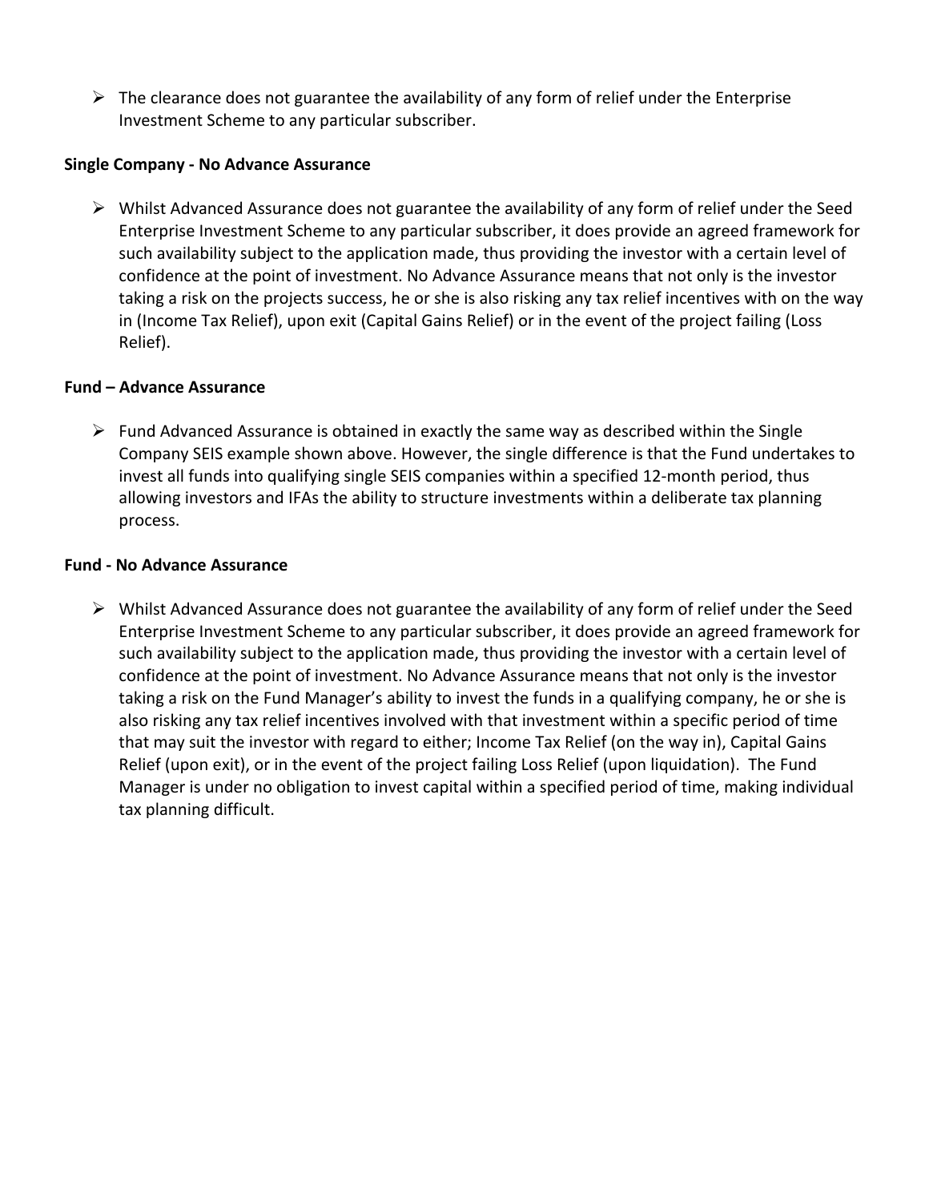- The clearance does not guarantee the availability of any form of relief under the Enterprise Investment Scheme to any particular subscriber.

**Single Company - No Advance Assurance**

- Whilst Advanced Assurance does not guarantee the availability of any form of relief under the Seed Enterprise Investment Scheme to any particular subscriber, it does provide an agreed framework for such availability subject to the application made, thus providing the investor with a certain level of confidence at the point of investment. No Advance Assurance means that not only is the investor taking a risk on the projects success, he or she is also risking any tax relief incentives with on the way in (Income Tax Relief), upon exit (Capital Gains Relief) or in the event of the project failing (Loss Relief).

**Fund – Advance Assurance**

- Fund Advanced Assurance is obtained in exactly the same way as described within the Single Company SEIS example shown above. However, the single difference is that the Fund undertakes to invest all funds into qualifying single SEIS companies within a specified 12-month period, thus allowing investors and IFAs the ability to structure investments within a deliberate tax planning process.

**Fund - No Advance Assurance**

- Whilst Advanced Assurance does not guarantee the availability of any form of relief under the Seed Enterprise Investment Scheme to any particular subscriber, it does provide an agreed framework for such availability subject to the application made, thus providing the investor with a certain level of confidence at the point of investment. No Advance Assurance means that not only is the investor taking a risk on the Fund Manager's ability to invest the funds in a qualifying company, he or she is also risking any tax relief incentives involved with that investment within a specific period of time that may suit the investor with regard to either; Income Tax Relief (on the way in), Capital Gains Relief (upon exit), or in the event of the project failing Loss Relief (upon liquidation). The Fund Manager is under no obligation to invest capital within a specified period of time, making individual tax planning difficult.